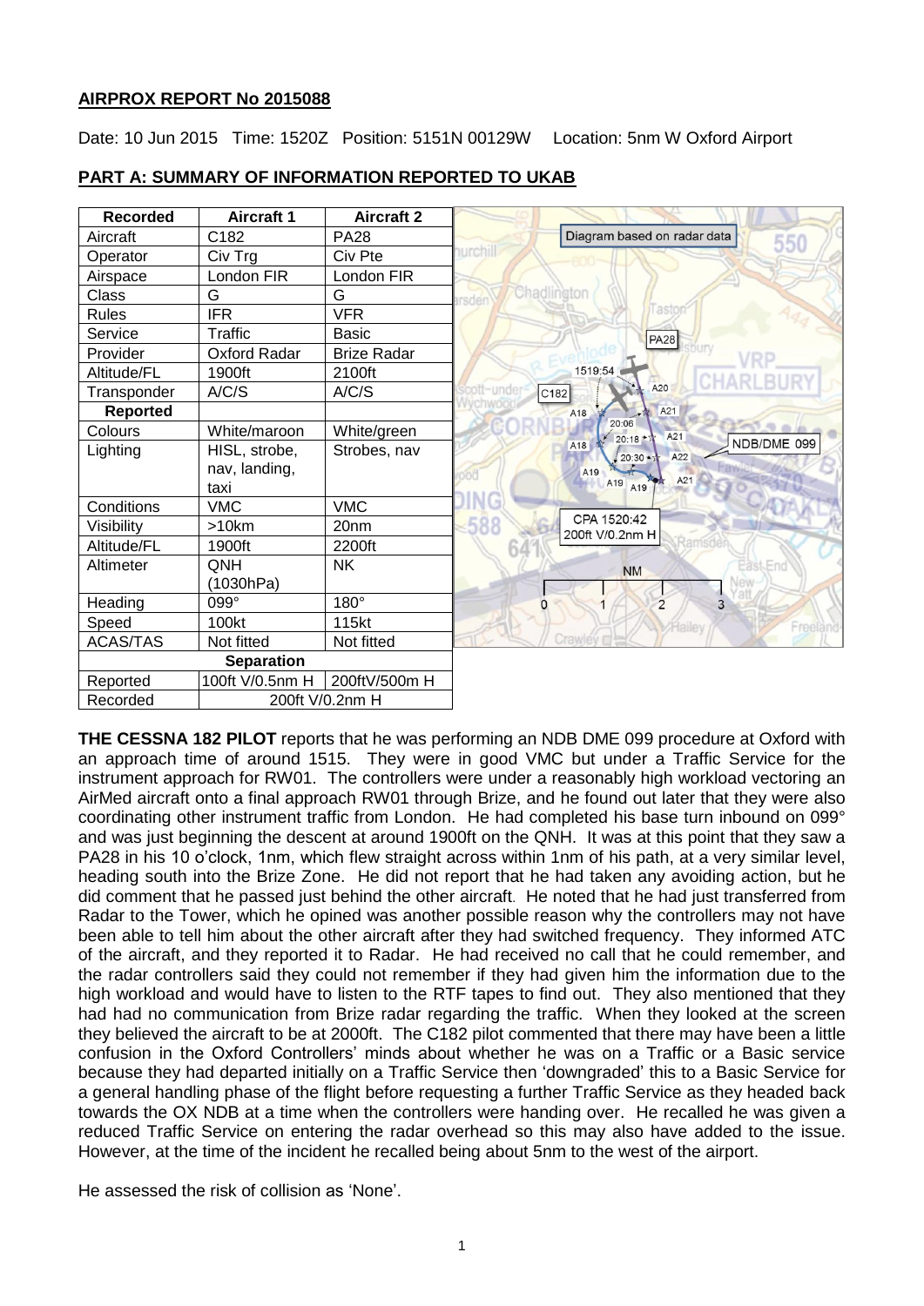## AIRPROX REPORT No 2015088

Date: 10 Jun 2015 Time: 1520Z Position: 5151N 00129W Location: 5nm W Oxford Airport

## PART A: SUMMARY OF INFORMATION REPORTED TO UKAB

| Recorded | Aircraft 1 | Aircraft 2 |
|---|---|---|
| Aircraft | C182 | PA28 |
| Operator | Civ Trg | Civ Pte |
| Airspace | London FIR | London FIR |
| Class | G | G |
| Rules | IFR | VFR |
| Service | Traffic | Basic |
| Provider | Oxford Radar | Brize Radar |
| Altitude/FL | 1900ft | 2100ft |
| Transponder | A/C/S | A/C/S |
| **Reported** | | |
| Colours | White/maroon | White/green |
| Lighting | HISL, strobe, nav, landing, taxi | Strobes, nav |
| Conditions | VMC | VMC |
| Visibility | >10km | 20nm |
| Altitude/FL | 1900ft | 2200ft |
| Altimeter | QNH (1030hPa) | NK |
| Heading | 099° | 180° |
| Speed | 100kt | 115kt |
| ACAS/TAS | Not fitted | Not fitted |
| **Separation** | | |
| Reported | 100ft V/0.5nm H | 200ftV/500m H |
| Recorded | 200ft V/0.2nm H | |

Diagram based on radar data

CPA 1520:42 200ft V/0.2nm H

**THE CESSNA 182 PILOT** reports that he was performing an NDB DME 099 procedure at Oxford with an approach time of around 1515. They were in good VMC but under a Traffic Service for the instrument approach for RW01. The controllers were under a reasonably high workload vectoring an AirMed aircraft onto a final approach RW01 through Brize, and he found out later that they were also coordinating other instrument traffic from London. He had completed his base turn inbound on 099° and was just beginning the descent at around 1900ft on the QNH. It was at this point that they saw a PA28 in his 10 o'clock, 1nm, which flew straight across within 1nm of his path, at a very similar level, heading south into the Brize Zone. He did not report that he had taken any avoiding action, but he did comment that he passed just behind the other aircraft. He noted that he had just transferred from Radar to the Tower, which he opined was another possible reason why the controllers may not have been able to tell him about the other aircraft after they had switched frequency. They informed ATC of the aircraft, and they reported it to Radar. He had received no call that he could remember, and the radar controllers said they could not remember if they had given him the information due to the high workload and would have to listen to the RTF tapes to find out. They also mentioned that they had had no communication from Brize radar regarding the traffic. When they looked at the screen they believed the aircraft to be at 2000ft. The C182 pilot commented that there may have been a little confusion in the Oxford Controllers' minds about whether he was on a Traffic or a Basic service because they had departed initially on a Traffic Service then 'downgraded' this to a Basic Service for a general handling phase of the flight before requesting a further Traffic Service as they headed back towards the OX NDB at a time when the controllers were handing over. He recalled he was given a reduced Traffic Service on entering the radar overhead so this may also have added to the issue. However, at the time of the incident he recalled being about 5nm to the west of the airport.

He assessed the risk of collision as 'None'.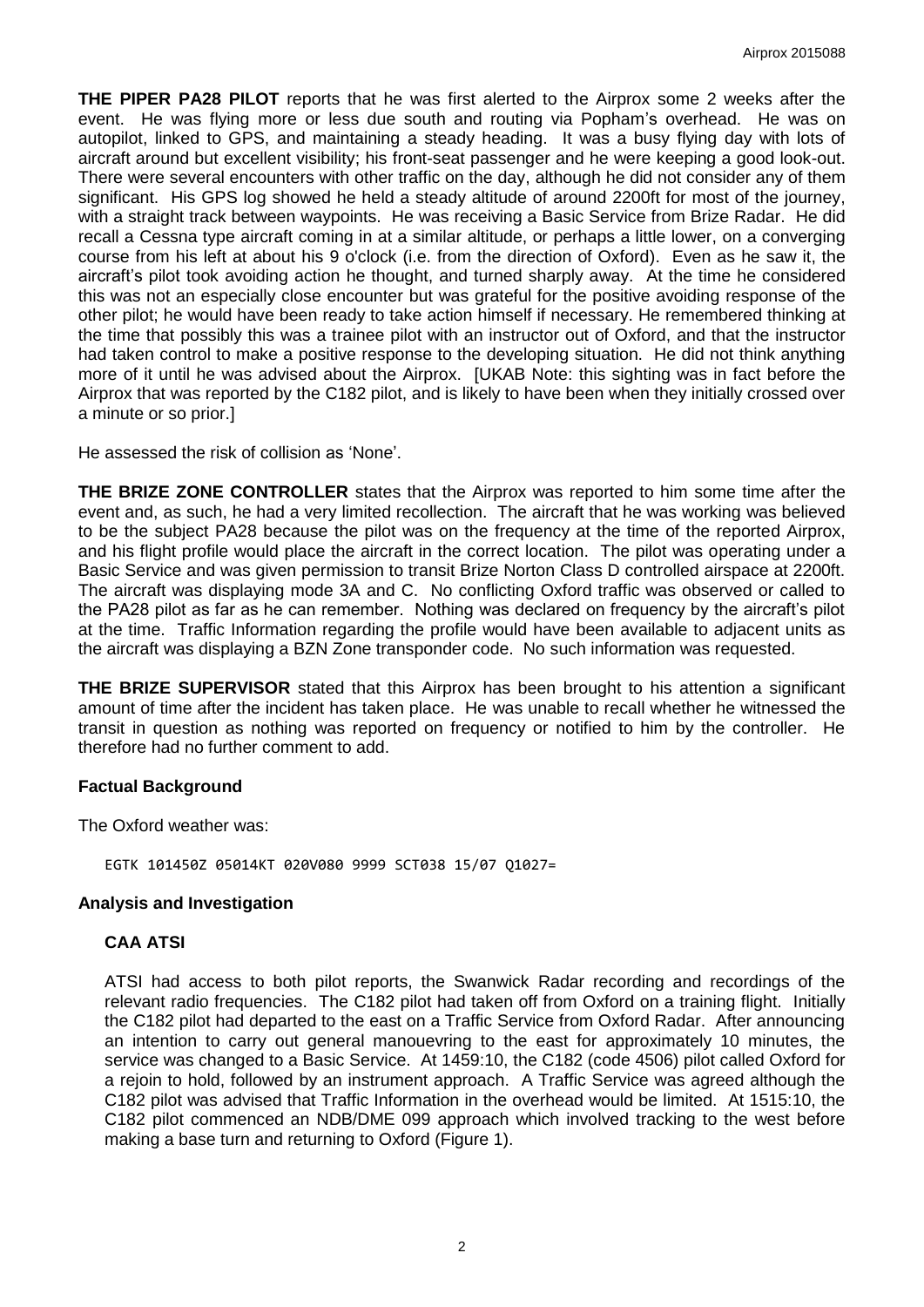**THE PIPER PA28 PILOT** reports that he was first alerted to the Airprox some 2 weeks after the event. He was flying more or less due south and routing via Popham's overhead. He was on autopilot, linked to GPS, and maintaining a steady heading. It was a busy flying day with lots of aircraft around but excellent visibility; his front-seat passenger and he were keeping a good look-out. There were several encounters with other traffic on the day, although he did not consider any of them significant. His GPS log showed he held a steady altitude of around 2200ft for most of the journey, with a straight track between waypoints. He was receiving a Basic Service from Brize Radar. He did recall a Cessna type aircraft coming in at a similar altitude, or perhaps a little lower, on a converging course from his left at about his 9 o'clock (i.e. from the direction of Oxford). Even as he saw it, the aircraft's pilot took avoiding action he thought, and turned sharply away. At the time he considered this was not an especially close encounter but was grateful for the positive avoiding response of the other pilot; he would have been ready to take action himself if necessary. He remembered thinking at the time that possibly this was a trainee pilot with an instructor out of Oxford, and that the instructor had taken control to make a positive response to the developing situation. He did not think anything more of it until he was advised about the Airprox. [UKAB Note: this sighting was in fact before the Airprox that was reported by the C182 pilot, and is likely to have been when they initially crossed over a minute or so prior.]

He assessed the risk of collision as 'None'.

**THE BRIZE ZONE CONTROLLER** states that the Airprox was reported to him some time after the event and, as such, he had a very limited recollection. The aircraft that he was working was believed to be the subject PA28 because the pilot was on the frequency at the time of the reported Airprox, and his flight profile would place the aircraft in the correct location. The pilot was operating under a Basic Service and was given permission to transit Brize Norton Class D controlled airspace at 2200ft. The aircraft was displaying mode 3A and C. No conflicting Oxford traffic was observed or called to the PA28 pilot as far as he can remember. Nothing was declared on frequency by the aircraft's pilot at the time. Traffic Information regarding the profile would have been available to adjacent units as the aircraft was displaying a BZN Zone transponder code. No such information was requested.

**THE BRIZE SUPERVISOR** stated that this Airprox has been brought to his attention a significant amount of time after the incident has taken place. He was unable to recall whether he witnessed the transit in question as nothing was reported on frequency or notified to him by the controller. He therefore had no further comment to add.

## Factual Background

The Oxford weather was:

```
EGTK 101450Z 05014KT 020V080 9999 SCT038 15/07 Q1027=
```

## Analysis and Investigation

### CAA ATSI

ATSI had access to both pilot reports, the Swanwick Radar recording and recordings of the relevant radio frequencies. The C182 pilot had taken off from Oxford on a training flight. Initially the C182 pilot had departed to the east on a Traffic Service from Oxford Radar. After announcing an intention to carry out general manouevring to the east for approximately 10 minutes, the service was changed to a Basic Service. At 1459:10, the C182 (code 4506) pilot called Oxford for a rejoin to hold, followed by an instrument approach. A Traffic Service was agreed although the C182 pilot was advised that Traffic Information in the overhead would be limited. At 1515:10, the C182 pilot commenced an NDB/DME 099 approach which involved tracking to the west before making a base turn and returning to Oxford (Figure 1).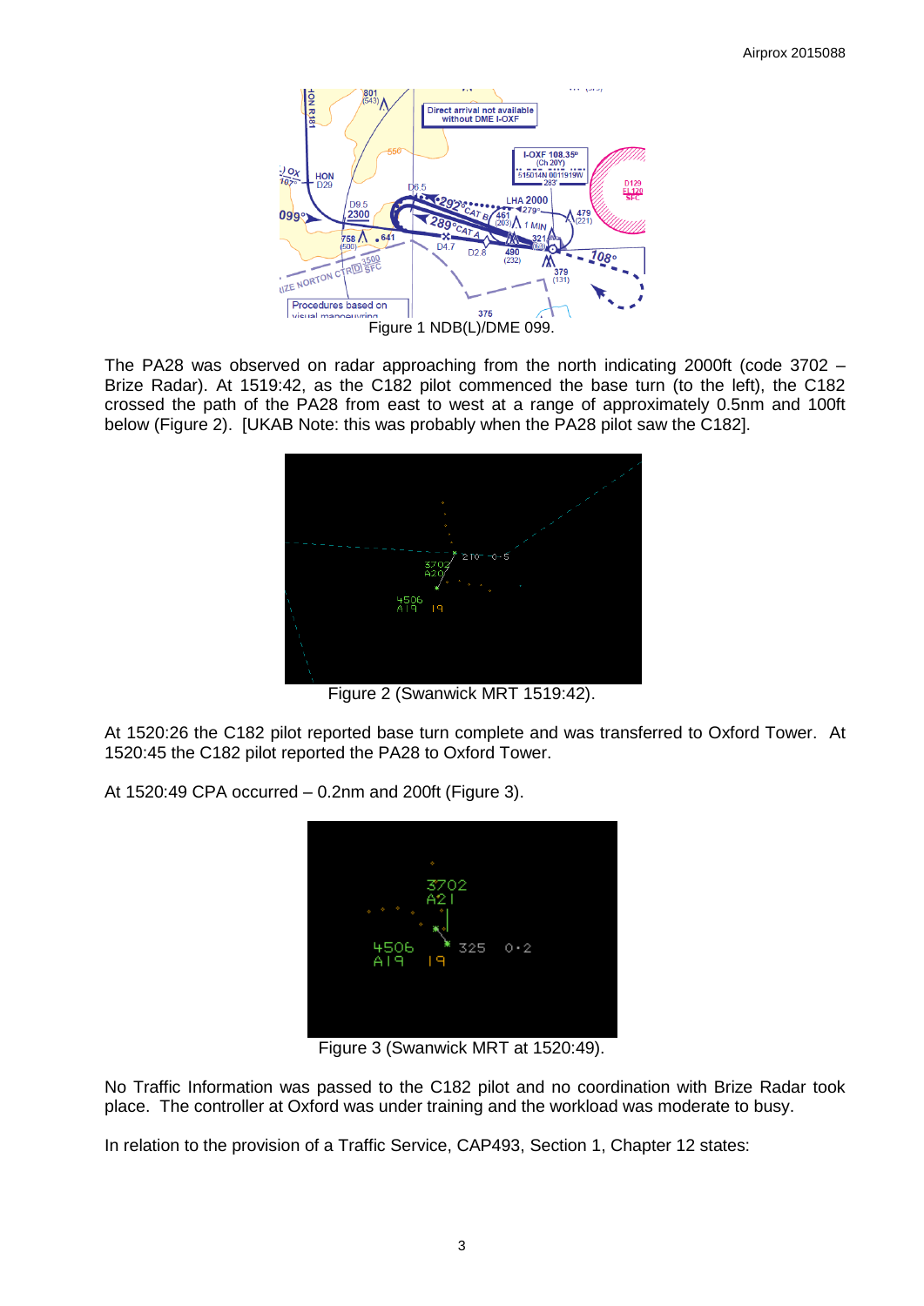Figure 1 NDB(L)/DME 099.

The PA28 was observed on radar approaching from the north indicating 2000ft (code 3702 – Brize Radar). At 1519:42, as the C182 pilot commenced the base turn (to the left), the C182 crossed the path of the PA28 from east to west at a range of approximately 0.5nm and 100ft below (Figure 2). [UKAB Note: this was probably when the PA28 pilot saw the C182].

Figure 2 (Swanwick MRT 1519:42).

At 1520:26 the C182 pilot reported base turn complete and was transferred to Oxford Tower. At 1520:45 the C182 pilot reported the PA28 to Oxford Tower.

At 1520:49 CPA occurred – 0.2nm and 200ft (Figure 3).

Figure 3 (Swanwick MRT at 1520:49).

No Traffic Information was passed to the C182 pilot and no coordination with Brize Radar took place. The controller at Oxford was under training and the workload was moderate to busy.

In relation to the provision of a Traffic Service, CAP493, Section 1, Chapter 12 states: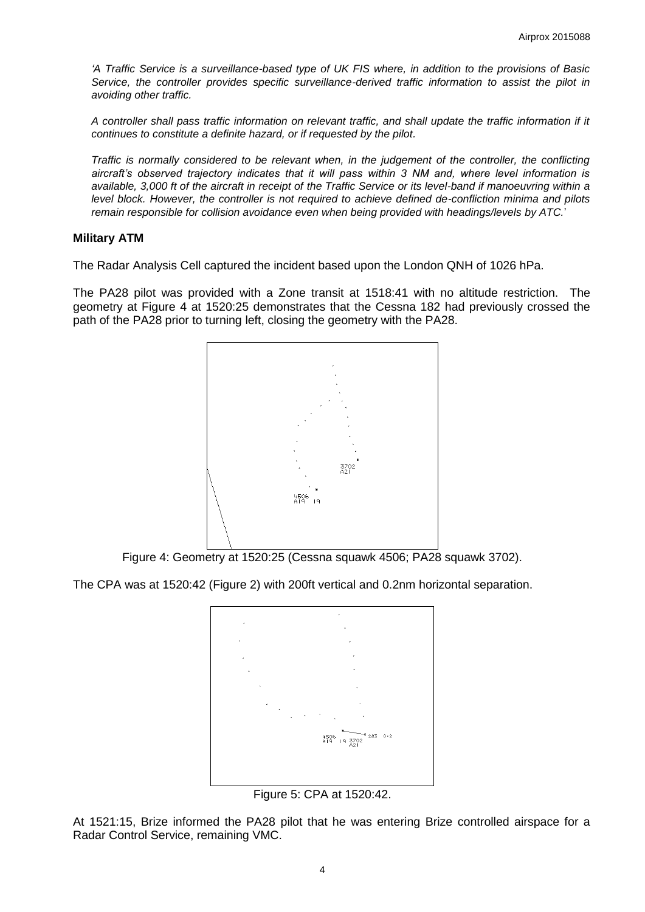*'A Traffic Service is a surveillance-based type of UK FIS where, in addition to the provisions of Basic Service, the controller provides specific surveillance-derived traffic information to assist the pilot in avoiding other traffic.*

*A controller shall pass traffic information on relevant traffic, and shall update the traffic information if it continues to constitute a definite hazard, or if requested by the pilot.*

*Traffic is normally considered to be relevant when, in the judgement of the controller, the conflicting aircraft's observed trajectory indicates that it will pass within 3 NM and, where level information is available, 3,000 ft of the aircraft in receipt of the Traffic Service or its level-band if manoeuvring within a level block. However, the controller is not required to achieve defined de-confliction minima and pilots remain responsible for collision avoidance even when being provided with headings/levels by ATC.*'

### Military ATM

The Radar Analysis Cell captured the incident based upon the London QNH of 1026 hPa.

The PA28 pilot was provided with a Zone transit at 1518:41 with no altitude restriction. The geometry at Figure 4 at 1520:25 demonstrates that the Cessna 182 had previously crossed the path of the PA28 prior to turning left, closing the geometry with the PA28.

Figure 4: Geometry at 1520:25 (Cessna squawk 4506; PA28 squawk 3702).

The CPA was at 1520:42 (Figure 2) with 200ft vertical and 0.2nm horizontal separation.

Figure 5: CPA at 1520:42.

At 1521:15, Brize informed the PA28 pilot that he was entering Brize controlled airspace for a Radar Control Service, remaining VMC.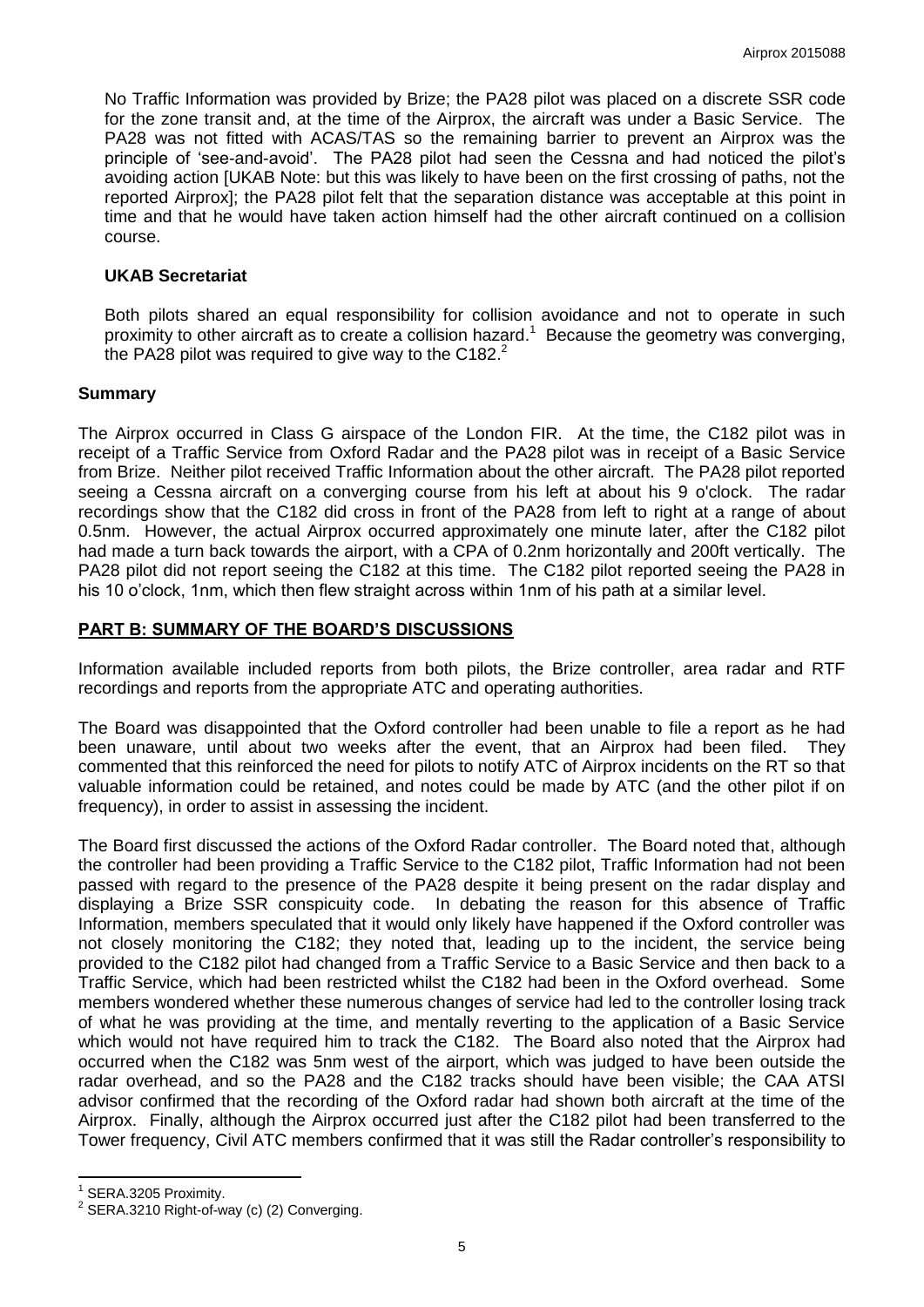No Traffic Information was provided by Brize; the PA28 pilot was placed on a discrete SSR code for the zone transit and, at the time of the Airprox, the aircraft was under a Basic Service. The PA28 was not fitted with ACAS/TAS so the remaining barrier to prevent an Airprox was the principle of 'see-and-avoid'. The PA28 pilot had seen the Cessna and had noticed the pilot's avoiding action [UKAB Note: but this was likely to have been on the first crossing of paths, not the reported Airprox]; the PA28 pilot felt that the separation distance was acceptable at this point in time and that he would have taken action himself had the other aircraft continued on a collision course.

### UKAB Secretariat

Both pilots shared an equal responsibility for collision avoidance and not to operate in such proximity to other aircraft as to create a collision hazard.[1] Because the geometry was converging, the PA28 pilot was required to give way to the C182.[2]

## Summary

The Airprox occurred in Class G airspace of the London FIR. At the time, the C182 pilot was in receipt of a Traffic Service from Oxford Radar and the PA28 pilot was in receipt of a Basic Service from Brize. Neither pilot received Traffic Information about the other aircraft. The PA28 pilot reported seeing a Cessna aircraft on a converging course from his left at about his 9 o'clock. The radar recordings show that the C182 did cross in front of the PA28 from left to right at a range of about 0.5nm. However, the actual Airprox occurred approximately one minute later, after the C182 pilot had made a turn back towards the airport, with a CPA of 0.2nm horizontally and 200ft vertically. The PA28 pilot did not report seeing the C182 at this time. The C182 pilot reported seeing the PA28 in his 10 o'clock, 1nm, which then flew straight across within 1nm of his path at a similar level.

## PART B: SUMMARY OF THE BOARD'S DISCUSSIONS

Information available included reports from both pilots, the Brize controller, area radar and RTF recordings and reports from the appropriate ATC and operating authorities.

The Board was disappointed that the Oxford controller had been unable to file a report as he had been unaware, until about two weeks after the event, that an Airprox had been filed. They commented that this reinforced the need for pilots to notify ATC of Airprox incidents on the RT so that valuable information could be retained, and notes could be made by ATC (and the other pilot if on frequency), in order to assist in assessing the incident.

The Board first discussed the actions of the Oxford Radar controller. The Board noted that, although the controller had been providing a Traffic Service to the C182 pilot, Traffic Information had not been passed with regard to the presence of the PA28 despite it being present on the radar display and displaying a Brize SSR conspicuity code. In debating the reason for this absence of Traffic Information, members speculated that it would only likely have happened if the Oxford controller was not closely monitoring the C182; they noted that, leading up to the incident, the service being provided to the C182 pilot had changed from a Traffic Service to a Basic Service and then back to a Traffic Service, which had been restricted whilst the C182 had been in the Oxford overhead. Some members wondered whether these numerous changes of service had led to the controller losing track of what he was providing at the time, and mentally reverting to the application of a Basic Service which would not have required him to track the C182. The Board also noted that the Airprox had occurred when the C182 was 5nm west of the airport, which was judged to have been outside the radar overhead, and so the PA28 and the C182 tracks should have been visible; the CAA ATSI advisor confirmed that the recording of the Oxford radar had shown both aircraft at the time of the Airprox. Finally, although the Airprox occurred just after the C182 pilot had been transferred to the Tower frequency, Civil ATC members confirmed that it was still the Radar controller's responsibility to

[1] SERA.3205 Proximity.

[2] SERA.3210 Right-of-way (c) (2) Converging.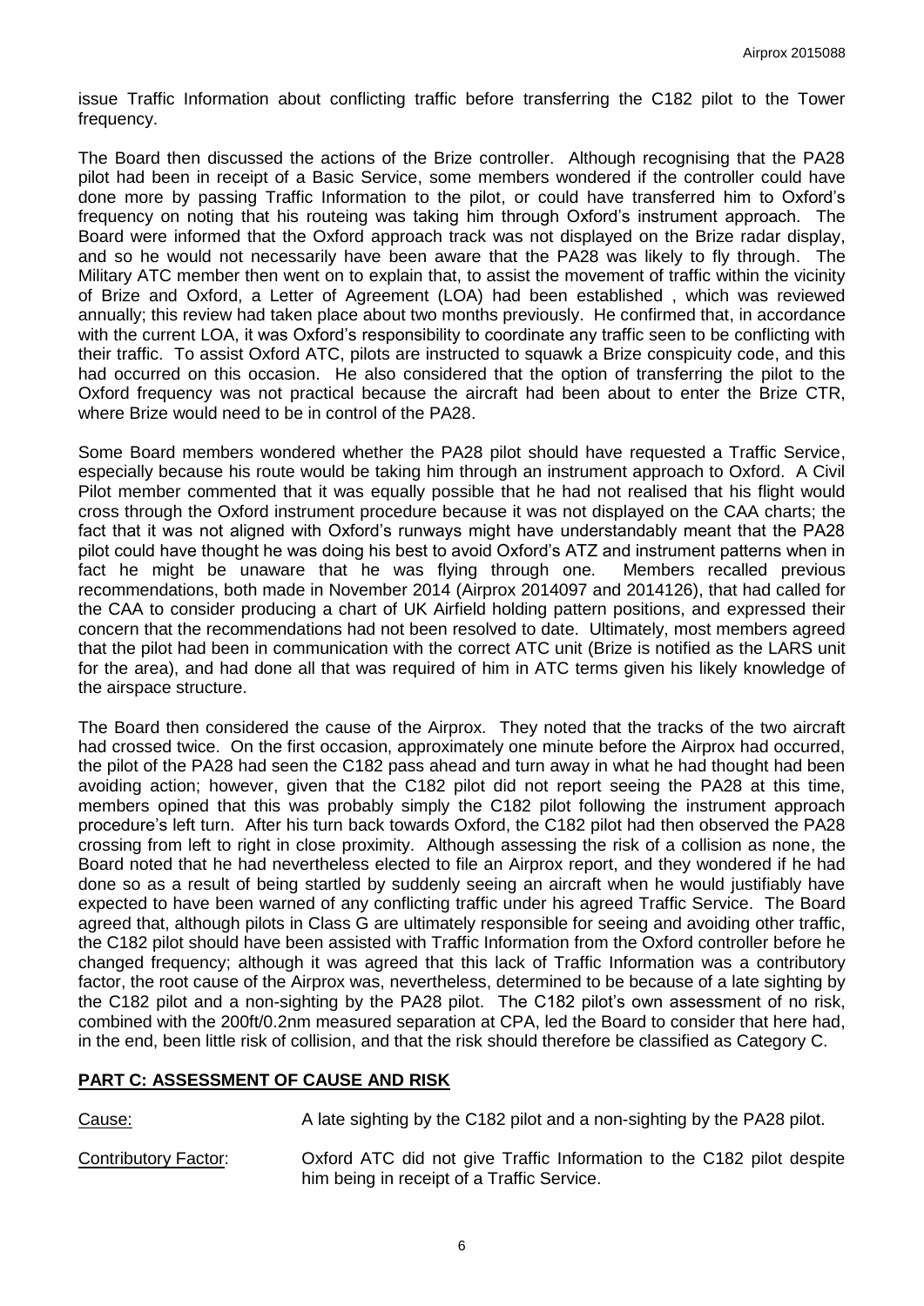issue Traffic Information about conflicting traffic before transferring the C182 pilot to the Tower frequency.

The Board then discussed the actions of the Brize controller. Although recognising that the PA28 pilot had been in receipt of a Basic Service, some members wondered if the controller could have done more by passing Traffic Information to the pilot, or could have transferred him to Oxford's frequency on noting that his routeing was taking him through Oxford's instrument approach. The Board were informed that the Oxford approach track was not displayed on the Brize radar display, and so he would not necessarily have been aware that the PA28 was likely to fly through. The Military ATC member then went on to explain that, to assist the movement of traffic within the vicinity of Brize and Oxford, a Letter of Agreement (LOA) had been established , which was reviewed annually; this review had taken place about two months previously. He confirmed that, in accordance with the current LOA, it was Oxford's responsibility to coordinate any traffic seen to be conflicting with their traffic. To assist Oxford ATC, pilots are instructed to squawk a Brize conspicuity code, and this had occurred on this occasion. He also considered that the option of transferring the pilot to the Oxford frequency was not practical because the aircraft had been about to enter the Brize CTR, where Brize would need to be in control of the PA28.

Some Board members wondered whether the PA28 pilot should have requested a Traffic Service, especially because his route would be taking him through an instrument approach to Oxford. A Civil Pilot member commented that it was equally possible that he had not realised that his flight would cross through the Oxford instrument procedure because it was not displayed on the CAA charts; the fact that it was not aligned with Oxford's runways might have understandably meant that the PA28 pilot could have thought he was doing his best to avoid Oxford's ATZ and instrument patterns when in fact he might be unaware that he was flying through one. Members recalled previous recommendations, both made in November 2014 (Airprox 2014097 and 2014126), that had called for the CAA to consider producing a chart of UK Airfield holding pattern positions, and expressed their concern that the recommendations had not been resolved to date. Ultimately, most members agreed that the pilot had been in communication with the correct ATC unit (Brize is notified as the LARS unit for the area), and had done all that was required of him in ATC terms given his likely knowledge of the airspace structure.

The Board then considered the cause of the Airprox. They noted that the tracks of the two aircraft had crossed twice. On the first occasion, approximately one minute before the Airprox had occurred, the pilot of the PA28 had seen the C182 pass ahead and turn away in what he had thought had been avoiding action; however, given that the C182 pilot did not report seeing the PA28 at this time, members opined that this was probably simply the C182 pilot following the instrument approach procedure's left turn. After his turn back towards Oxford, the C182 pilot had then observed the PA28 crossing from left to right in close proximity. Although assessing the risk of a collision as none, the Board noted that he had nevertheless elected to file an Airprox report, and they wondered if he had done so as a result of being startled by suddenly seeing an aircraft when he would justifiably have expected to have been warned of any conflicting traffic under his agreed Traffic Service. The Board agreed that, although pilots in Class G are ultimately responsible for seeing and avoiding other traffic, the C182 pilot should have been assisted with Traffic Information from the Oxford controller before he changed frequency; although it was agreed that this lack of Traffic Information was a contributory factor, the root cause of the Airprox was, nevertheless, determined to be because of a late sighting by the C182 pilot and a non-sighting by the PA28 pilot. The C182 pilot's own assessment of no risk, combined with the 200ft/0.2nm measured separation at CPA, led the Board to consider that here had, in the end, been little risk of collision, and that the risk should therefore be classified as Category C.

## PART C: ASSESSMENT OF CAUSE AND RISK

Cause: A late sighting by the C182 pilot and a non-sighting by the PA28 pilot.

Contributory Factor: Oxford ATC did not give Traffic Information to the C182 pilot despite him being in receipt of a Traffic Service.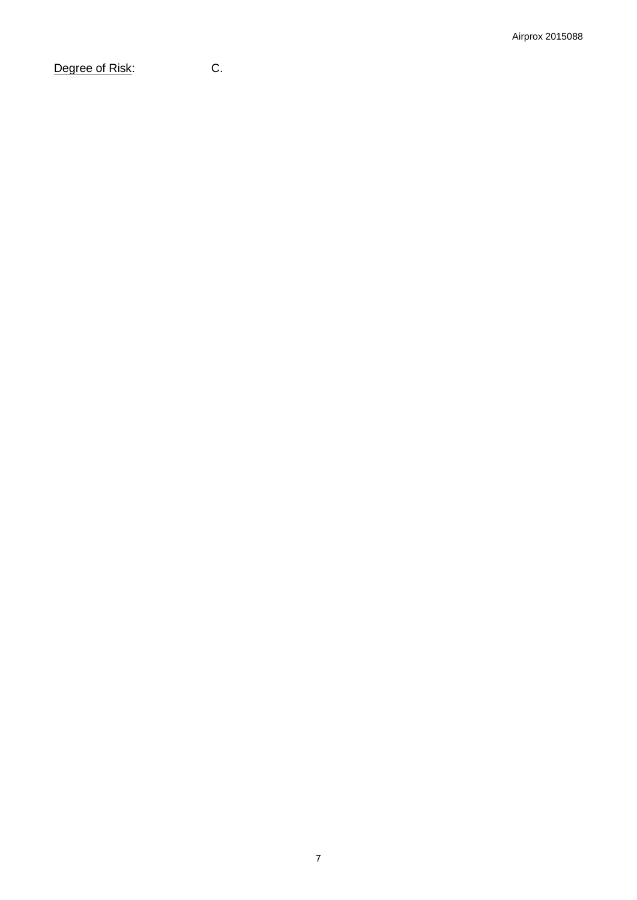<u>Degree of Risk</u>: C.